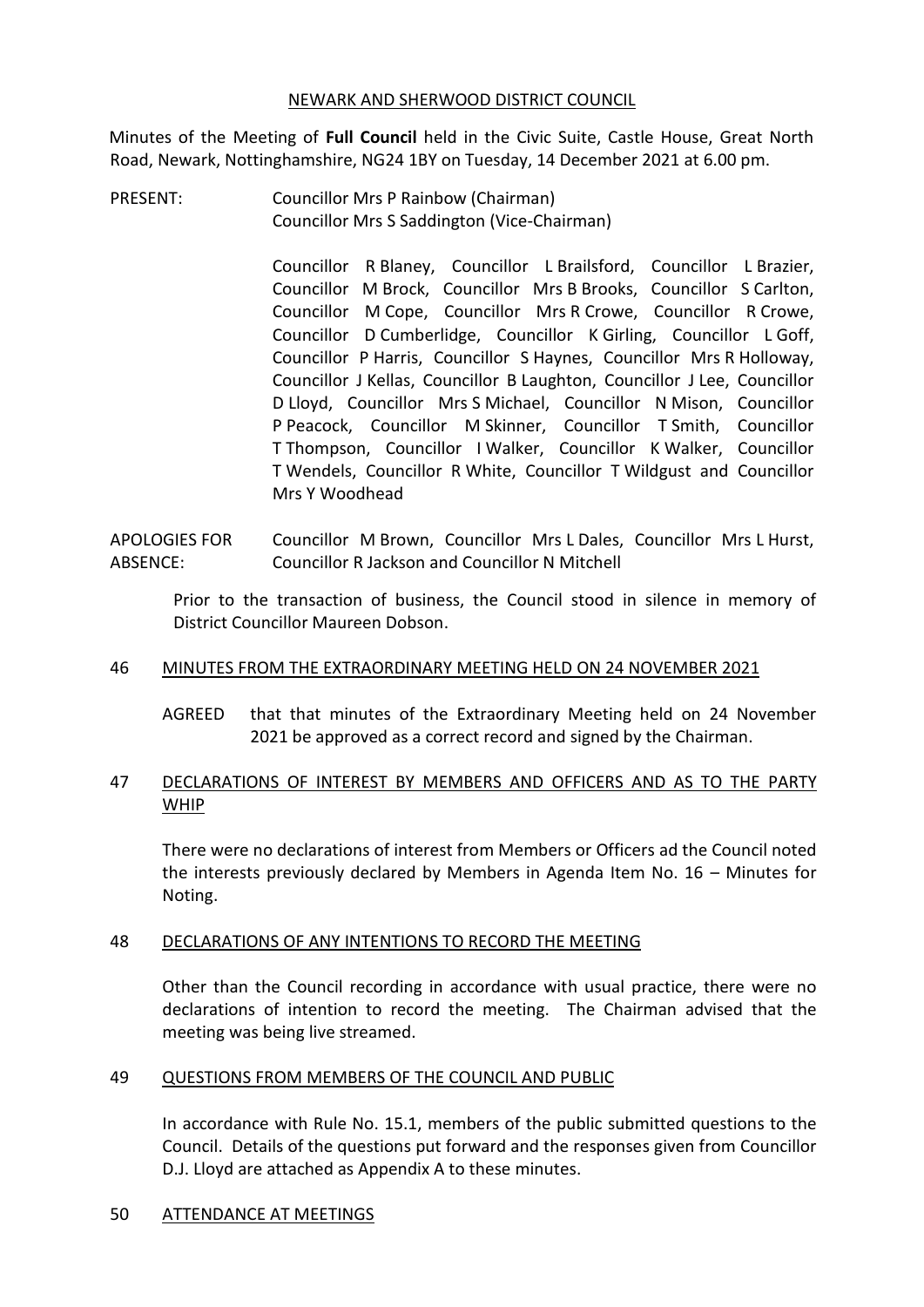NEWARK AND SHERWOOD DISTRICT COUNCIL

Minutes of the Meeting of **Full Council** held in the Civic Suite, Castle House, Great North Road, Newark, Nottinghamshire, NG24 1BY on Tuesday, 14 December 2021 at 6.00 pm.

PRESENT: Councillor Mrs P Rainbow (Chairman)
Councillor Mrs S Saddington (Vice-Chairman)

Councillor R Blaney, Councillor L Brailsford, Councillor L Brazier, Councillor M Brock, Councillor Mrs B Brooks, Councillor S Carlton, Councillor M Cope, Councillor Mrs R Crowe, Councillor R Crowe, Councillor D Cumberlidge, Councillor K Girling, Councillor L Goff, Councillor P Harris, Councillor S Haynes, Councillor Mrs R Holloway, Councillor J Kellas, Councillor B Laughton, Councillor J Lee, Councillor D Lloyd, Councillor Mrs S Michael, Councillor N Mison, Councillor P Peacock, Councillor M Skinner, Councillor T Smith, Councillor T Thompson, Councillor I Walker, Councillor K Walker, Councillor T Wendels, Councillor R White, Councillor T Wildgust and Councillor Mrs Y Woodhead

APOLOGIES FOR ABSENCE: Councillor M Brown, Councillor Mrs L Dales, Councillor Mrs L Hurst, Councillor R Jackson and Councillor N Mitchell

Prior to the transaction of business, the Council stood in silence in memory of District Councillor Maureen Dobson.

## 46 MINUTES FROM THE EXTRAORDINARY MEETING HELD ON 24 NOVEMBER 2021

AGREED that that minutes of the Extraordinary Meeting held on 24 November 2021 be approved as a correct record and signed by the Chairman.

## 47 DECLARATIONS OF INTEREST BY MEMBERS AND OFFICERS AND AS TO THE PARTY WHIP

There were no declarations of interest from Members or Officers ad the Council noted the interests previously declared by Members in Agenda Item No. 16 – Minutes for Noting.

## 48 DECLARATIONS OF ANY INTENTIONS TO RECORD THE MEETING

Other than the Council recording in accordance with usual practice, there were no declarations of intention to record the meeting. The Chairman advised that the meeting was being live streamed.

## 49 QUESTIONS FROM MEMBERS OF THE COUNCIL AND PUBLIC

In accordance with Rule No. 15.1, members of the public submitted questions to the Council. Details of the questions put forward and the responses given from Councillor D.J. Lloyd are attached as Appendix A to these minutes.

## 50 ATTENDANCE AT MEETINGS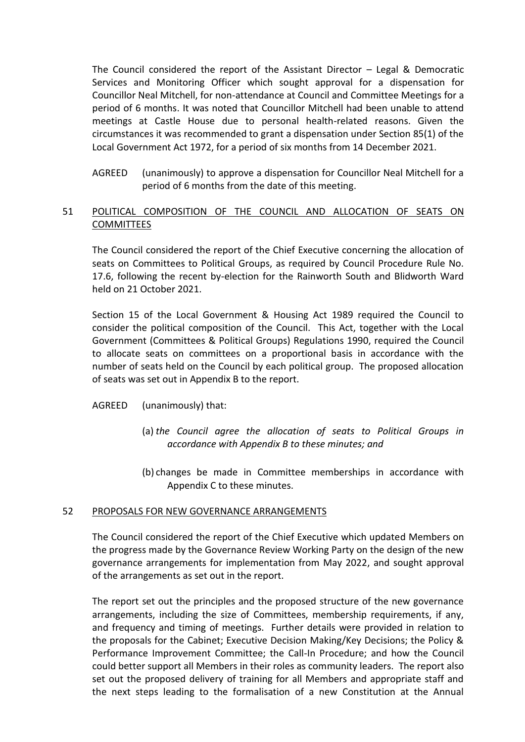The Council considered the report of the Assistant Director – Legal & Democratic Services and Monitoring Officer which sought approval for a dispensation for Councillor Neal Mitchell, for non-attendance at Council and Committee Meetings for a period of 6 months. It was noted that Councillor Mitchell had been unable to attend meetings at Castle House due to personal health-related reasons. Given the circumstances it was recommended to grant a dispensation under Section 85(1) of the Local Government Act 1972, for a period of six months from 14 December 2021.

AGREED (unanimously) to approve a dispensation for Councillor Neal Mitchell for a period of 6 months from the date of this meeting.

## 51 POLITICAL COMPOSITION OF THE COUNCIL AND ALLOCATION OF SEATS ON COMMITTEES

The Council considered the report of the Chief Executive concerning the allocation of seats on Committees to Political Groups, as required by Council Procedure Rule No. 17.6, following the recent by-election for the Rainworth South and Blidworth Ward held on 21 October 2021.

Section 15 of the Local Government & Housing Act 1989 required the Council to consider the political composition of the Council. This Act, together with the Local Government (Committees & Political Groups) Regulations 1990, required the Council to allocate seats on committees on a proportional basis in accordance with the number of seats held on the Council by each political group. The proposed allocation of seats was set out in Appendix B to the report.

AGREED (unanimously) that:

(a) *the Council agree the allocation of seats to Political Groups in accordance with Appendix B to these minutes; and*

(b) changes be made in Committee memberships in accordance with Appendix C to these minutes.

## 52 PROPOSALS FOR NEW GOVERNANCE ARRANGEMENTS

The Council considered the report of the Chief Executive which updated Members on the progress made by the Governance Review Working Party on the design of the new governance arrangements for implementation from May 2022, and sought approval of the arrangements as set out in the report.

The report set out the principles and the proposed structure of the new governance arrangements, including the size of Committees, membership requirements, if any, and frequency and timing of meetings. Further details were provided in relation to the proposals for the Cabinet; Executive Decision Making/Key Decisions; the Policy & Performance Improvement Committee; the Call-In Procedure; and how the Council could better support all Members in their roles as community leaders. The report also set out the proposed delivery of training for all Members and appropriate staff and the next steps leading to the formalisation of a new Constitution at the Annual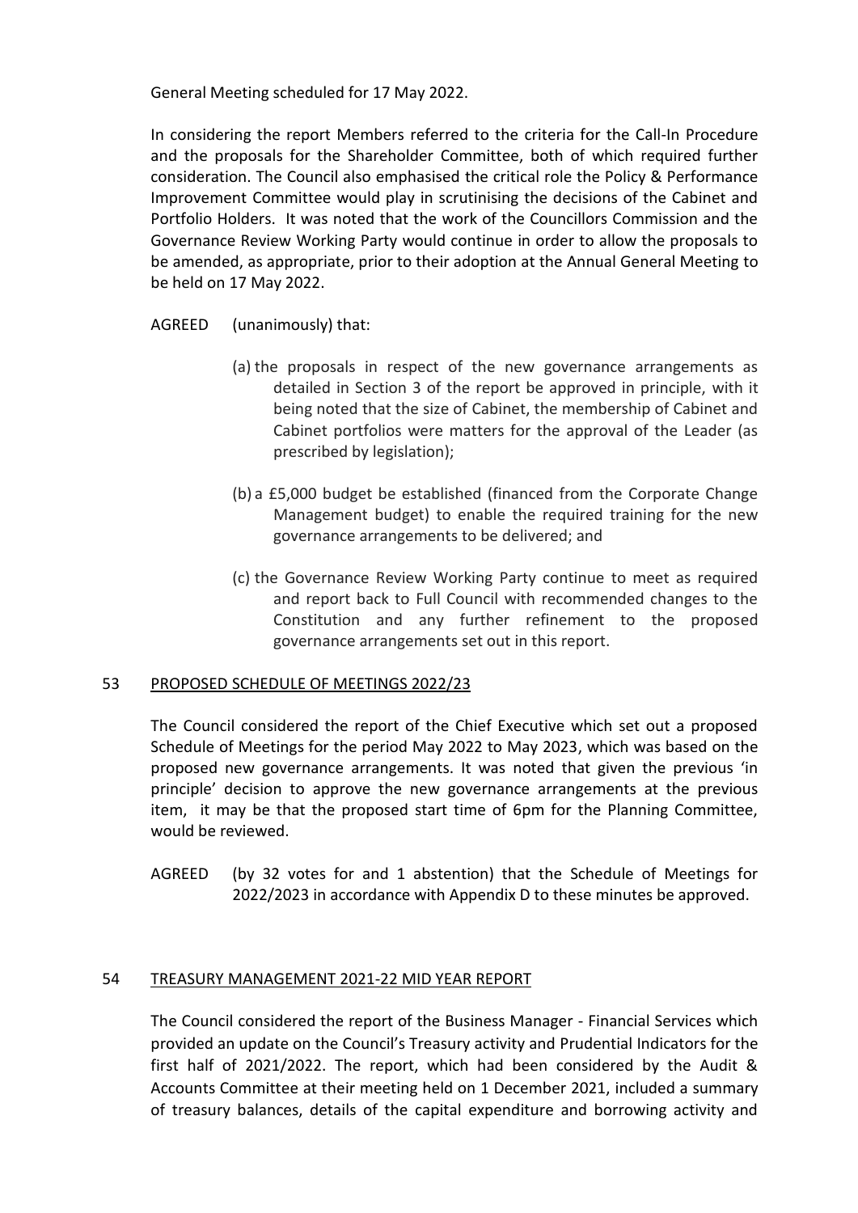General Meeting scheduled for 17 May 2022.

In considering the report Members referred to the criteria for the Call-In Procedure and the proposals for the Shareholder Committee, both of which required further consideration. The Council also emphasised the critical role the Policy & Performance Improvement Committee would play in scrutinising the decisions of the Cabinet and Portfolio Holders. It was noted that the work of the Councillors Commission and the Governance Review Working Party would continue in order to allow the proposals to be amended, as appropriate, prior to their adoption at the Annual General Meeting to be held on 17 May 2022.

AGREED (unanimously) that:

(a) the proposals in respect of the new governance arrangements as detailed in Section 3 of the report be approved in principle, with it being noted that the size of Cabinet, the membership of Cabinet and Cabinet portfolios were matters for the approval of the Leader (as prescribed by legislation);

(b) a £5,000 budget be established (financed from the Corporate Change Management budget) to enable the required training for the new governance arrangements to be delivered; and

(c) the Governance Review Working Party continue to meet as required and report back to Full Council with recommended changes to the Constitution and any further refinement to the proposed governance arrangements set out in this report.

## 53 PROPOSED SCHEDULE OF MEETINGS 2022/23

The Council considered the report of the Chief Executive which set out a proposed Schedule of Meetings for the period May 2022 to May 2023, which was based on the proposed new governance arrangements. It was noted that given the previous 'in principle' decision to approve the new governance arrangements at the previous item, it may be that the proposed start time of 6pm for the Planning Committee, would be reviewed.

AGREED (by 32 votes for and 1 abstention) that the Schedule of Meetings for 2022/2023 in accordance with Appendix D to these minutes be approved.

## 54 TREASURY MANAGEMENT 2021-22 MID YEAR REPORT

The Council considered the report of the Business Manager - Financial Services which provided an update on the Council's Treasury activity and Prudential Indicators for the first half of 2021/2022. The report, which had been considered by the Audit & Accounts Committee at their meeting held on 1 December 2021, included a summary of treasury balances, details of the capital expenditure and borrowing activity and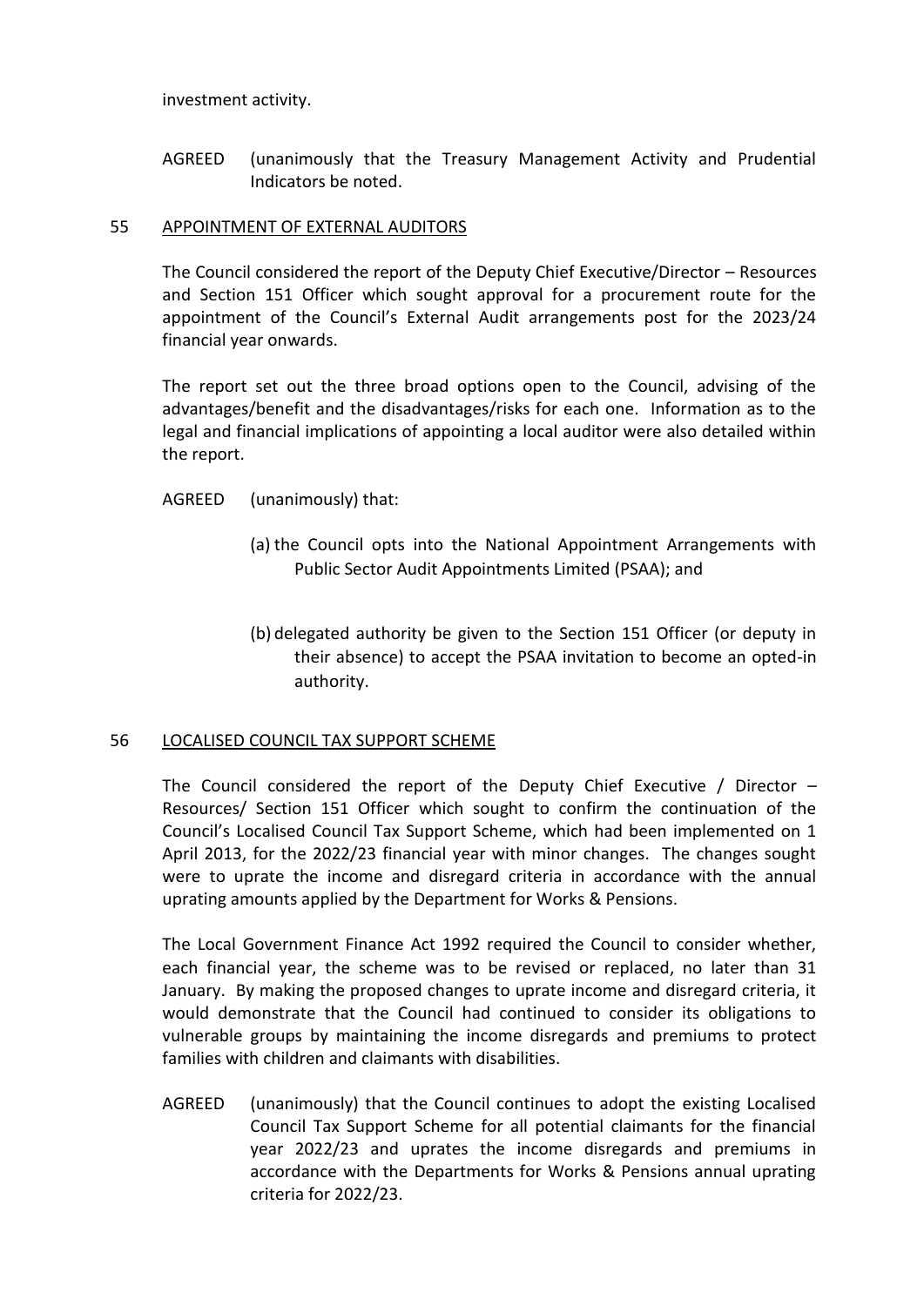investment activity.

AGREED (unanimously that the Treasury Management Activity and Prudential Indicators be noted.

## 55 APPOINTMENT OF EXTERNAL AUDITORS

The Council considered the report of the Deputy Chief Executive/Director – Resources and Section 151 Officer which sought approval for a procurement route for the appointment of the Council's External Audit arrangements post for the 2023/24 financial year onwards.

The report set out the three broad options open to the Council, advising of the advantages/benefit and the disadvantages/risks for each one. Information as to the legal and financial implications of appointing a local auditor were also detailed within the report.

AGREED (unanimously) that:

(a) the Council opts into the National Appointment Arrangements with Public Sector Audit Appointments Limited (PSAA); and

(b) delegated authority be given to the Section 151 Officer (or deputy in their absence) to accept the PSAA invitation to become an opted-in authority.

## 56 LOCALISED COUNCIL TAX SUPPORT SCHEME

The Council considered the report of the Deputy Chief Executive / Director – Resources/ Section 151 Officer which sought to confirm the continuation of the Council's Localised Council Tax Support Scheme, which had been implemented on 1 April 2013, for the 2022/23 financial year with minor changes. The changes sought were to uprate the income and disregard criteria in accordance with the annual uprating amounts applied by the Department for Works & Pensions.

The Local Government Finance Act 1992 required the Council to consider whether, each financial year, the scheme was to be revised or replaced, no later than 31 January. By making the proposed changes to uprate income and disregard criteria, it would demonstrate that the Council had continued to consider its obligations to vulnerable groups by maintaining the income disregards and premiums to protect families with children and claimants with disabilities.

AGREED (unanimously) that the Council continues to adopt the existing Localised Council Tax Support Scheme for all potential claimants for the financial year 2022/23 and uprates the income disregards and premiums in accordance with the Departments for Works & Pensions annual uprating criteria for 2022/23.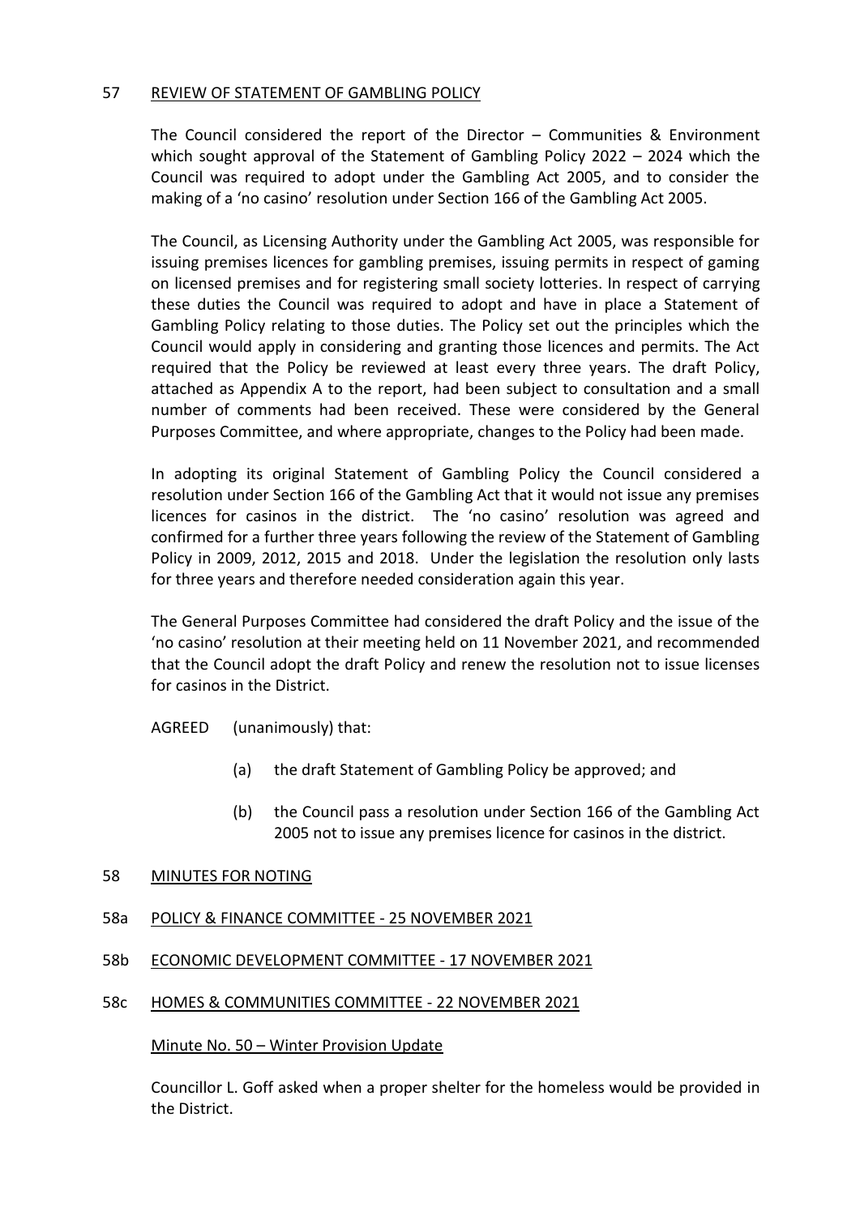## 57 REVIEW OF STATEMENT OF GAMBLING POLICY

The Council considered the report of the Director – Communities & Environment which sought approval of the Statement of Gambling Policy 2022 – 2024 which the Council was required to adopt under the Gambling Act 2005, and to consider the making of a 'no casino' resolution under Section 166 of the Gambling Act 2005.

The Council, as Licensing Authority under the Gambling Act 2005, was responsible for issuing premises licences for gambling premises, issuing permits in respect of gaming on licensed premises and for registering small society lotteries. In respect of carrying these duties the Council was required to adopt and have in place a Statement of Gambling Policy relating to those duties. The Policy set out the principles which the Council would apply in considering and granting those licences and permits. The Act required that the Policy be reviewed at least every three years. The draft Policy, attached as Appendix A to the report, had been subject to consultation and a small number of comments had been received. These were considered by the General Purposes Committee, and where appropriate, changes to the Policy had been made.

In adopting its original Statement of Gambling Policy the Council considered a resolution under Section 166 of the Gambling Act that it would not issue any premises licences for casinos in the district. The 'no casino' resolution was agreed and confirmed for a further three years following the review of the Statement of Gambling Policy in 2009, 2012, 2015 and 2018. Under the legislation the resolution only lasts for three years and therefore needed consideration again this year.

The General Purposes Committee had considered the draft Policy and the issue of the 'no casino' resolution at their meeting held on 11 November 2021, and recommended that the Council adopt the draft Policy and renew the resolution not to issue licenses for casinos in the District.

AGREED (unanimously) that:

(a) the draft Statement of Gambling Policy be approved; and

(b) the Council pass a resolution under Section 166 of the Gambling Act 2005 not to issue any premises licence for casinos in the district.

## 58 MINUTES FOR NOTING

## 58a POLICY & FINANCE COMMITTEE - 25 NOVEMBER 2021

## 58b ECONOMIC DEVELOPMENT COMMITTEE - 17 NOVEMBER 2021

## 58c HOMES & COMMUNITIES COMMITTEE - 22 NOVEMBER 2021

Minute No. 50 – Winter Provision Update

Councillor L. Goff asked when a proper shelter for the homeless would be provided in the District.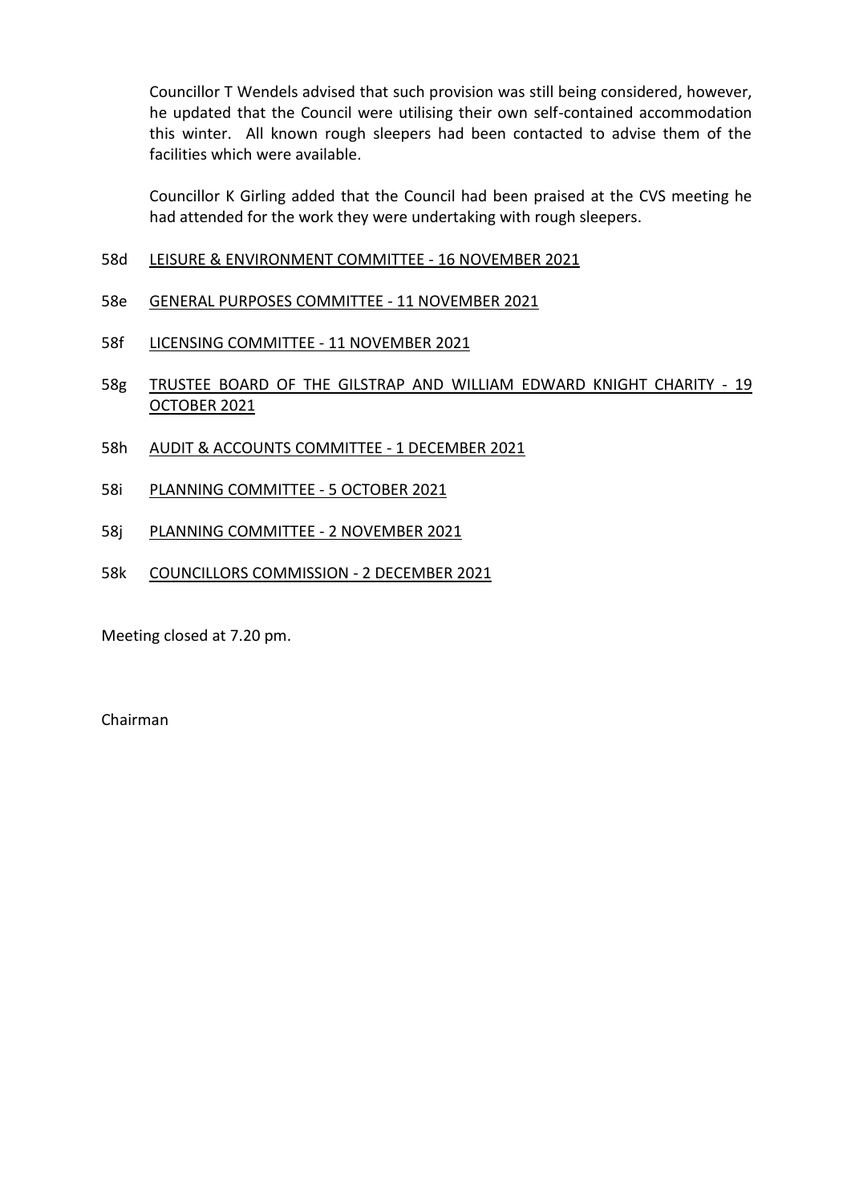Councillor T Wendels advised that such provision was still being considered, however, he updated that the Council were utilising their own self-contained accommodation this winter. All known rough sleepers had been contacted to advise them of the facilities which were available.

Councillor K Girling added that the Council had been praised at the CVS meeting he had attended for the work they were undertaking with rough sleepers.

58d LEISURE & ENVIRONMENT COMMITTEE - 16 NOVEMBER 2021

58e GENERAL PURPOSES COMMITTEE - 11 NOVEMBER 2021

58f LICENSING COMMITTEE - 11 NOVEMBER 2021

58g TRUSTEE BOARD OF THE GILSTRAP AND WILLIAM EDWARD KNIGHT CHARITY - 19 OCTOBER 2021

58h AUDIT & ACCOUNTS COMMITTEE - 1 DECEMBER 2021

58i PLANNING COMMITTEE - 5 OCTOBER 2021

58j PLANNING COMMITTEE - 2 NOVEMBER 2021

58k COUNCILLORS COMMISSION - 2 DECEMBER 2021

Meeting closed at 7.20 pm.

Chairman